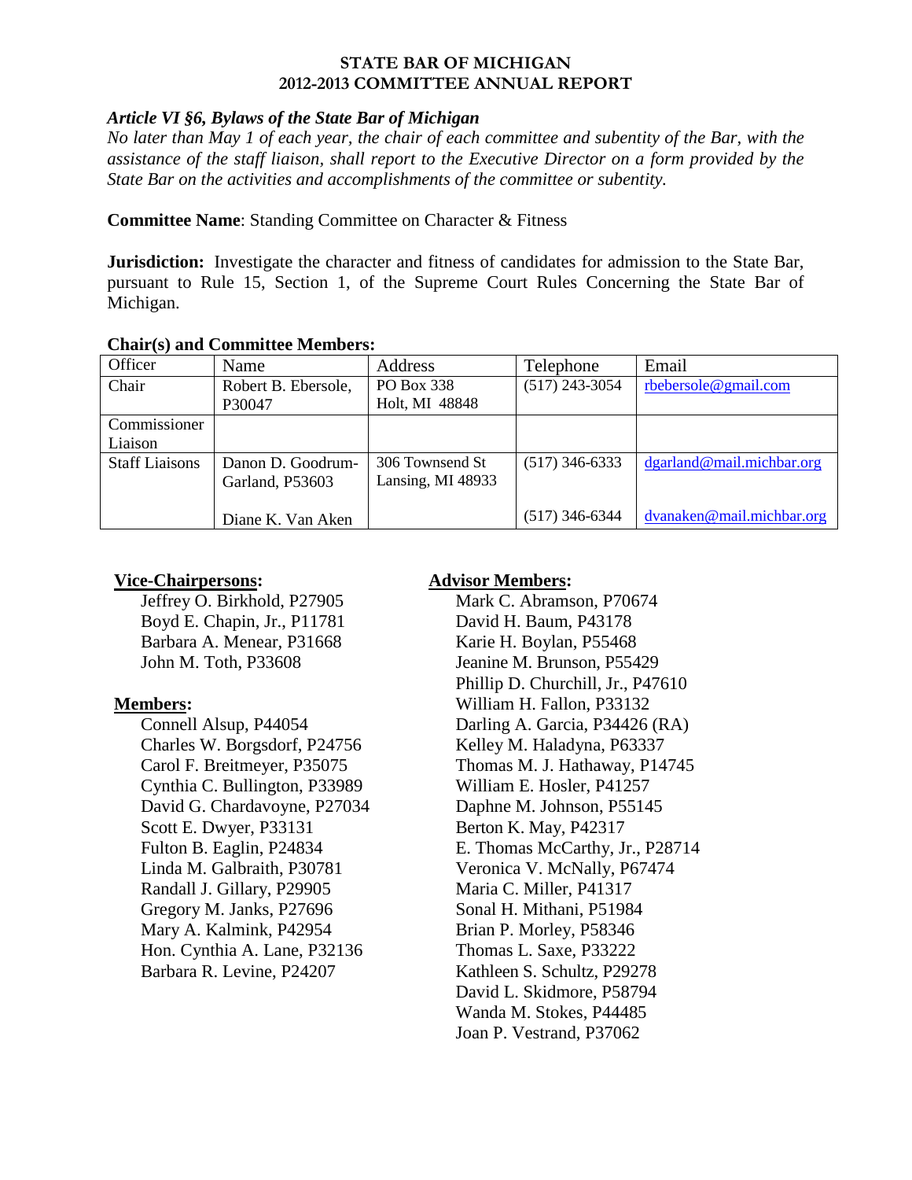# STATE BAR OF MICHIGAN
# 2012-2013 COMMITTEE ANNUAL REPORT

***Article VI §6, Bylaws of the State Bar of Michigan***
*No later than May 1 of each year, the chair of each committee and subentity of the Bar, with the assistance of the staff liaison, shall report to the Executive Director on a form provided by the State Bar on the activities and accomplishments of the committee or subentity.*

**Committee Name**: Standing Committee on Character & Fitness

**Jurisdiction:** Investigate the character and fitness of candidates for admission to the State Bar, pursuant to Rule 15, Section 1, of the Supreme Court Rules Concerning the State Bar of Michigan.

**Chair(s) and Committee Members:**

| Officer | Name | Address | Telephone | Email |
|---|---|---|---|---|
| Chair | Robert B. Ebersole, P30047 | PO Box 338 Holt, MI 48848 | (517) 243-3054 | rbebersole@gmail.com |
| Commissioner Liaison | | | | |
| Staff Liaisons | Danon D. Goodrum-Garland, P53603 | 306 Townsend St Lansing, MI 48933 | (517) 346-6333 | dgarland@mail.michbar.org |
| | Diane K. Van Aken | | (517) 346-6344 | dvanaken@mail.michbar.org |

**Vice-Chairpersons:**

- Jeffrey O. Birkhold, P27905
- Boyd E. Chapin, Jr., P11781
- Barbara A. Menear, P31668
- John M. Toth, P33608

**Members:**

- Connell Alsup, P44054
- Charles W. Borgsdorf, P24756
- Carol F. Breitmeyer, P35075
- Cynthia C. Bullington, P33989
- David G. Chardavoyne, P27034
- Scott E. Dwyer, P33131
- Fulton B. Eaglin, P24834
- Linda M. Galbraith, P30781
- Randall J. Gillary, P29905
- Gregory M. Janks, P27696
- Mary A. Kalmink, P42954
- Hon. Cynthia A. Lane, P32136
- Barbara R. Levine, P24207

**Advisor Members:**

- Mark C. Abramson, P70674
- David H. Baum, P43178
- Karie H. Boylan, P55468
- Jeanine M. Brunson, P55429
- Phillip D. Churchill, Jr., P47610
- William H. Fallon, P33132
- Darling A. Garcia, P34426 (RA)
- Kelley M. Haladyna, P63337
- Thomas M. J. Hathaway, P14745
- William E. Hosler, P41257
- Daphne M. Johnson, P55145
- Berton K. May, P42317
- E. Thomas McCarthy, Jr., P28714
- Veronica V. McNally, P67474
- Maria C. Miller, P41317
- Sonal H. Mithani, P51984
- Brian P. Morley, P58346
- Thomas L. Saxe, P33222
- Kathleen S. Schultz, P29278
- David L. Skidmore, P58794
- Wanda M. Stokes, P44485
- Joan P. Vestrand, P37062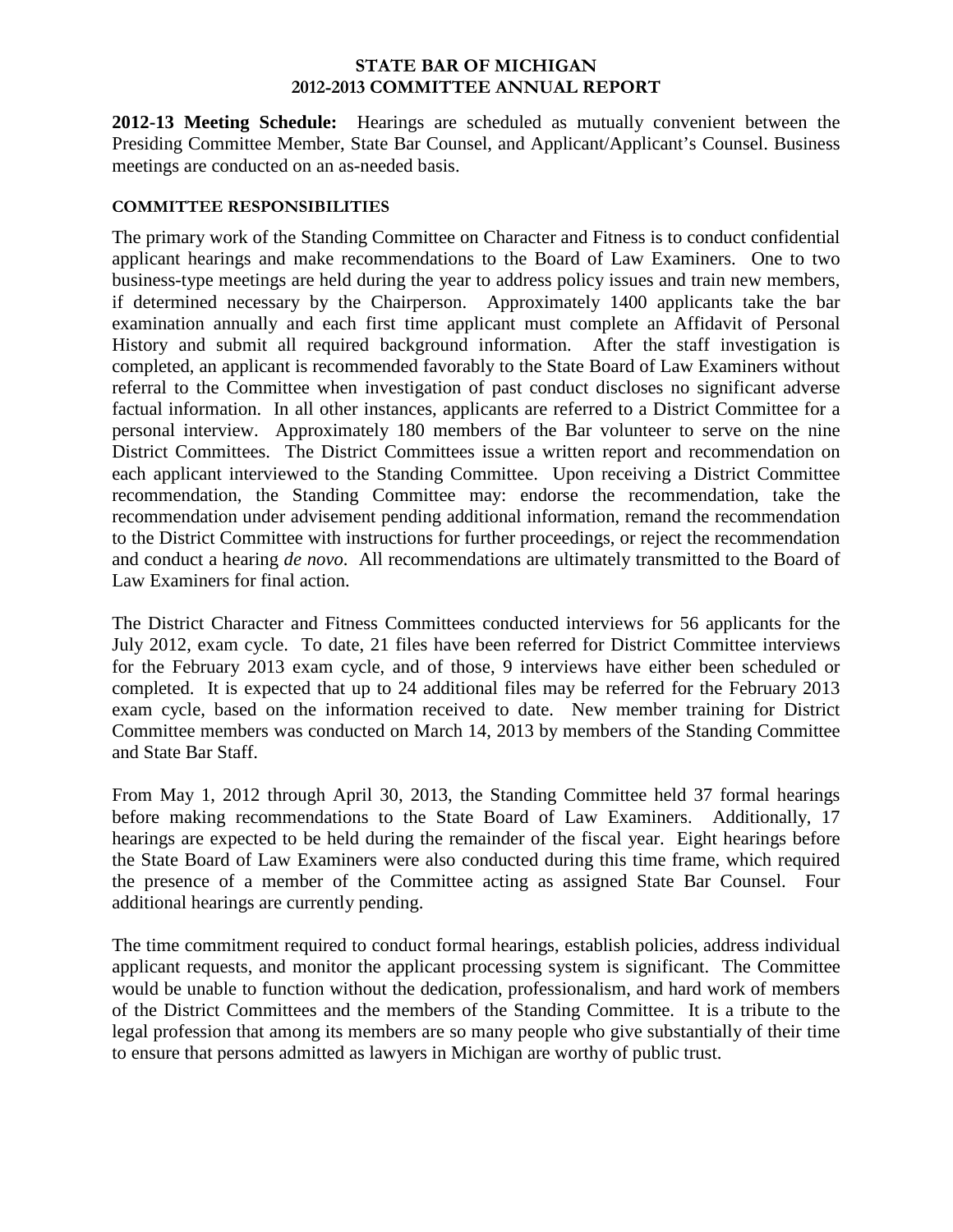**STATE BAR OF MICHIGAN**
**2012-2013 COMMITTEE ANNUAL REPORT**

**2012-13 Meeting Schedule:** Hearings are scheduled as mutually convenient between the Presiding Committee Member, State Bar Counsel, and Applicant/Applicant's Counsel. Business meetings are conducted on an as-needed basis.

**COMMITTEE RESPONSIBILITIES**

The primary work of the Standing Committee on Character and Fitness is to conduct confidential applicant hearings and make recommendations to the Board of Law Examiners. One to two business-type meetings are held during the year to address policy issues and train new members, if determined necessary by the Chairperson. Approximately 1400 applicants take the bar examination annually and each first time applicant must complete an Affidavit of Personal History and submit all required background information. After the staff investigation is completed, an applicant is recommended favorably to the State Board of Law Examiners without referral to the Committee when investigation of past conduct discloses no significant adverse factual information. In all other instances, applicants are referred to a District Committee for a personal interview. Approximately 180 members of the Bar volunteer to serve on the nine District Committees. The District Committees issue a written report and recommendation on each applicant interviewed to the Standing Committee. Upon receiving a District Committee recommendation, the Standing Committee may: endorse the recommendation, take the recommendation under advisement pending additional information, remand the recommendation to the District Committee with instructions for further proceedings, or reject the recommendation and conduct a hearing *de novo*. All recommendations are ultimately transmitted to the Board of Law Examiners for final action.

The District Character and Fitness Committees conducted interviews for 56 applicants for the July 2012, exam cycle. To date, 21 files have been referred for District Committee interviews for the February 2013 exam cycle, and of those, 9 interviews have either been scheduled or completed. It is expected that up to 24 additional files may be referred for the February 2013 exam cycle, based on the information received to date. New member training for District Committee members was conducted on March 14, 2013 by members of the Standing Committee and State Bar Staff.

From May 1, 2012 through April 30, 2013, the Standing Committee held 37 formal hearings before making recommendations to the State Board of Law Examiners. Additionally, 17 hearings are expected to be held during the remainder of the fiscal year. Eight hearings before the State Board of Law Examiners were also conducted during this time frame, which required the presence of a member of the Committee acting as assigned State Bar Counsel. Four additional hearings are currently pending.

The time commitment required to conduct formal hearings, establish policies, address individual applicant requests, and monitor the applicant processing system is significant. The Committee would be unable to function without the dedication, professionalism, and hard work of members of the District Committees and the members of the Standing Committee. It is a tribute to the legal profession that among its members are so many people who give substantially of their time to ensure that persons admitted as lawyers in Michigan are worthy of public trust.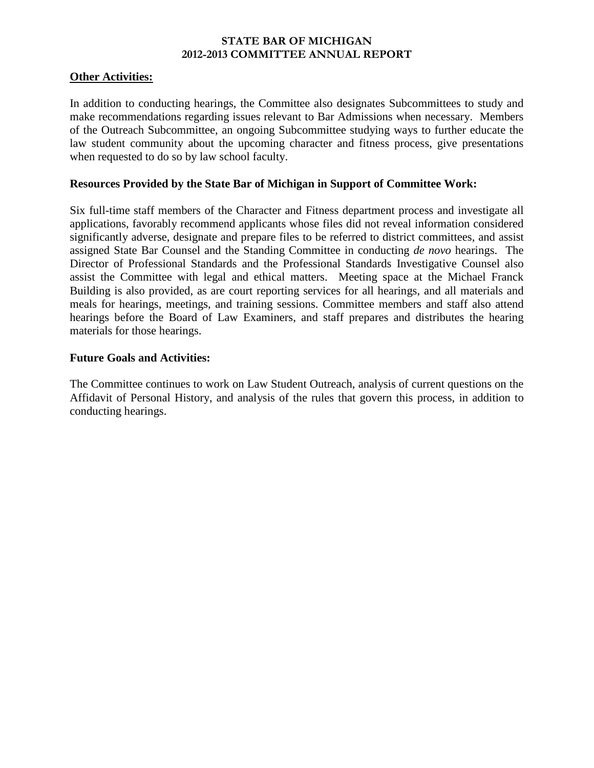**Other Activities:**

In addition to conducting hearings, the Committee also designates Subcommittees to study and make recommendations regarding issues relevant to Bar Admissions when necessary. Members of the Outreach Subcommittee, an ongoing Subcommittee studying ways to further educate the law student community about the upcoming character and fitness process, give presentations when requested to do so by law school faculty.

**Resources Provided by the State Bar of Michigan in Support of Committee Work:**

Six full-time staff members of the Character and Fitness department process and investigate all applications, favorably recommend applicants whose files did not reveal information considered significantly adverse, designate and prepare files to be referred to district committees, and assist assigned State Bar Counsel and the Standing Committee in conducting *de novo* hearings. The Director of Professional Standards and the Professional Standards Investigative Counsel also assist the Committee with legal and ethical matters. Meeting space at the Michael Franck Building is also provided, as are court reporting services for all hearings, and all materials and meals for hearings, meetings, and training sessions. Committee members and staff also attend hearings before the Board of Law Examiners, and staff prepares and distributes the hearing materials for those hearings.

**Future Goals and Activities:**

The Committee continues to work on Law Student Outreach, analysis of current questions on the Affidavit of Personal History, and analysis of the rules that govern this process, in addition to conducting hearings.